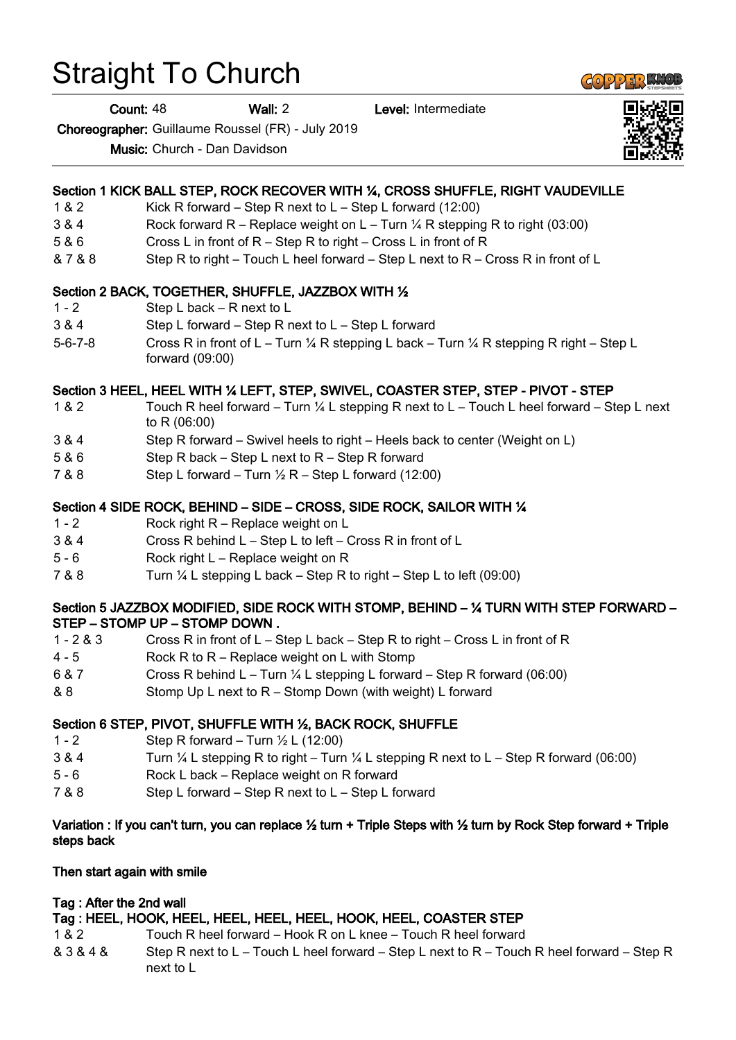# Straight To Church

**Count:** 48 **Wall:** 2 **Level:** Intermediate

**Choreographer:** Guillaume Roussel (FR) - July 2019

**Music:** Church - Dan Davidson

### Section 1 KICK BALL STEP, ROCK RECOVER WITH ¼, CROSS SHUFFLE, RIGHT VAUDEVILLE

| | |
|---|---|
| 1 & 2 | Kick R forward – Step R next to L – Step L forward (12:00) |
| 3 & 4 | Rock forward R – Replace weight on L – Turn ¼ R stepping R to right (03:00) |
| 5 & 6 | Cross L in front of R – Step R to right – Cross L in front of R |
| & 7 & 8 | Step R to right – Touch L heel forward – Step L next to R – Cross R in front of L |

### Section 2 BACK, TOGETHER, SHUFFLE, JAZZBOX WITH ½

| | |
|---|---|
| 1 - 2 | Step L back – R next to L |
| 3 & 4 | Step L forward – Step R next to L – Step L forward |
| 5-6-7-8 | Cross R in front of L – Turn ¼ R stepping L back – Turn ¼ R stepping R right – Step L forward (09:00) |

### Section 3 HEEL, HEEL WITH ¼ LEFT, STEP, SWIVEL, COASTER STEP, STEP - PIVOT - STEP

| | |
|---|---|
| 1 & 2 | Touch R heel forward – Turn ¼ L stepping R next to L – Touch L heel forward – Step L next to R (06:00) |
| 3 & 4 | Step R forward – Swivel heels to right – Heels back to center (Weight on L) |
| 5 & 6 | Step R back – Step L next to R – Step R forward |
| 7 & 8 | Step L forward – Turn ½ R – Step L forward (12:00) |

### Section 4 SIDE ROCK, BEHIND – SIDE – CROSS, SIDE ROCK, SAILOR WITH ¼

| | |
|---|---|
| 1 - 2 | Rock right R – Replace weight on L |
| 3 & 4 | Cross R behind L – Step L to left – Cross R in front of L |
| 5 - 6 | Rock right L – Replace weight on R |
| 7 & 8 | Turn ¼ L stepping L back – Step R to right – Step L to left (09:00) |

### Section 5 JAZZBOX MODIFIED, SIDE ROCK WITH STOMP, BEHIND – ¼ TURN WITH STEP FORWARD – STEP – STOMP UP – STOMP DOWN .

| | |
|---|---|
| 1 - 2 & 3 | Cross R in front of L – Step L back – Step R to right – Cross L in front of R |
| 4 - 5 | Rock R to R – Replace weight on L with Stomp |
| 6 & 7 | Cross R behind L – Turn ¼ L stepping L forward – Step R forward (06:00) |
| & 8 | Stomp Up L next to R – Stomp Down (with weight) L forward |

### Section 6 STEP, PIVOT, SHUFFLE WITH ½, BACK ROCK, SHUFFLE

| | |
|---|---|
| 1 - 2 | Step R forward – Turn ½ L (12:00) |
| 3 & 4 | Turn ¼ L stepping R to right – Turn ¼ L stepping R next to L – Step R forward (06:00) |
| 5 - 6 | Rock L back – Replace weight on R forward |
| 7 & 8 | Step L forward – Step R next to L – Step L forward |

**Variation : If you can't turn, you can replace ½ turn + Triple Steps with ½ turn by Rock Step forward + Triple steps back**

**Then start again with smile**

**Tag : After the 2nd wall**

**Tag : HEEL, HOOK, HEEL, HEEL, HEEL, HEEL, HOOK, HEEL, COASTER STEP**

| | |
|---|---|
| 1 & 2 | Touch R heel forward – Hook R on L knee – Touch R heel forward |
| & 3 & 4 & | Step R next to L – Touch L heel forward – Step L next to R – Touch R heel forward – Step R next to L |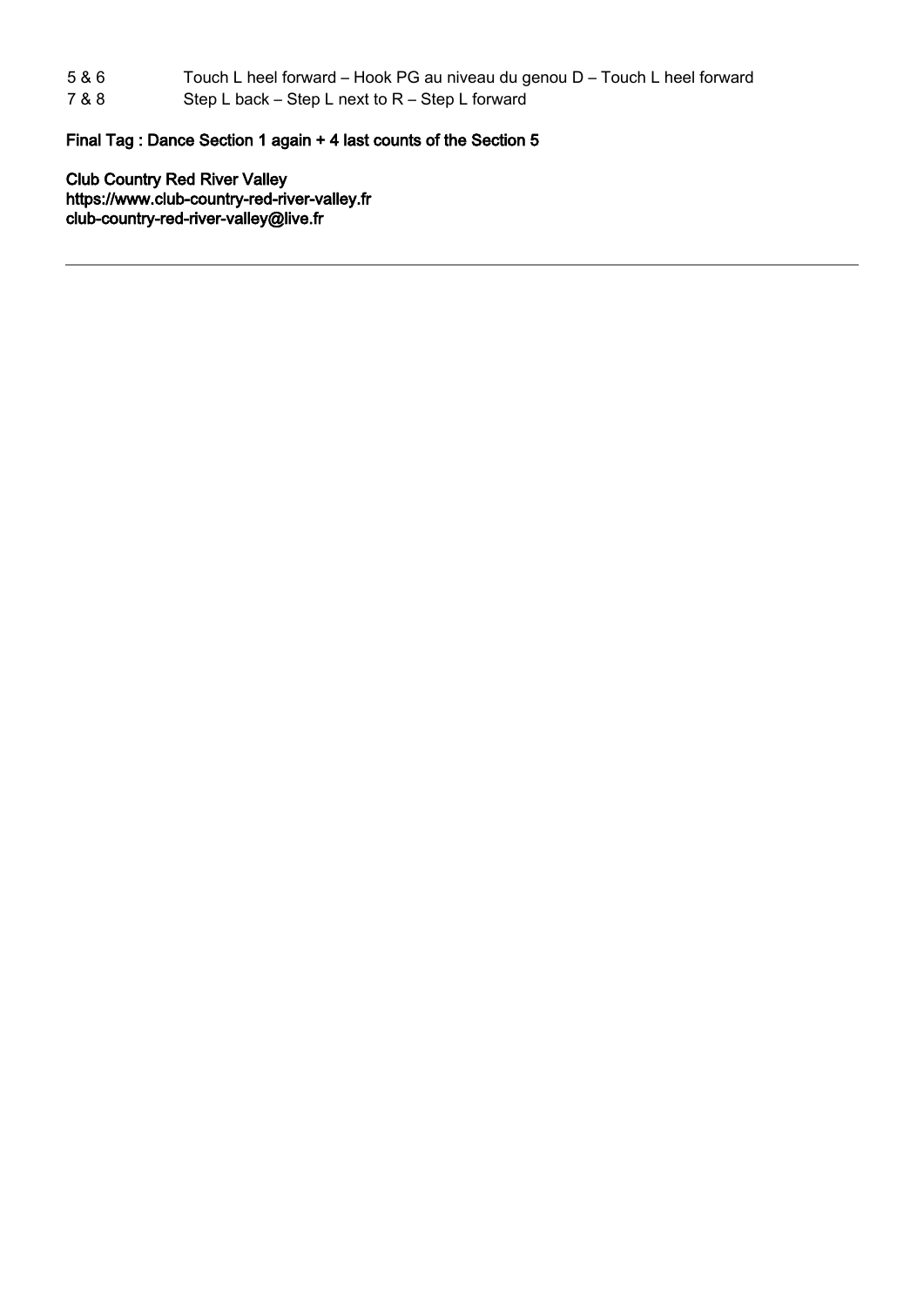5 & 6 Touch L heel forward – Hook PG au niveau du genou D – Touch L heel forward
7 & 8 Step L back – Step L next to R – Step L forward

**Final Tag : Dance Section 1 again + 4 last counts of the Section 5**

**Club Country Red River Valley**
**https://www.club-country-red-river-valley.fr**
**club-country-red-river-valley@live.fr**

---